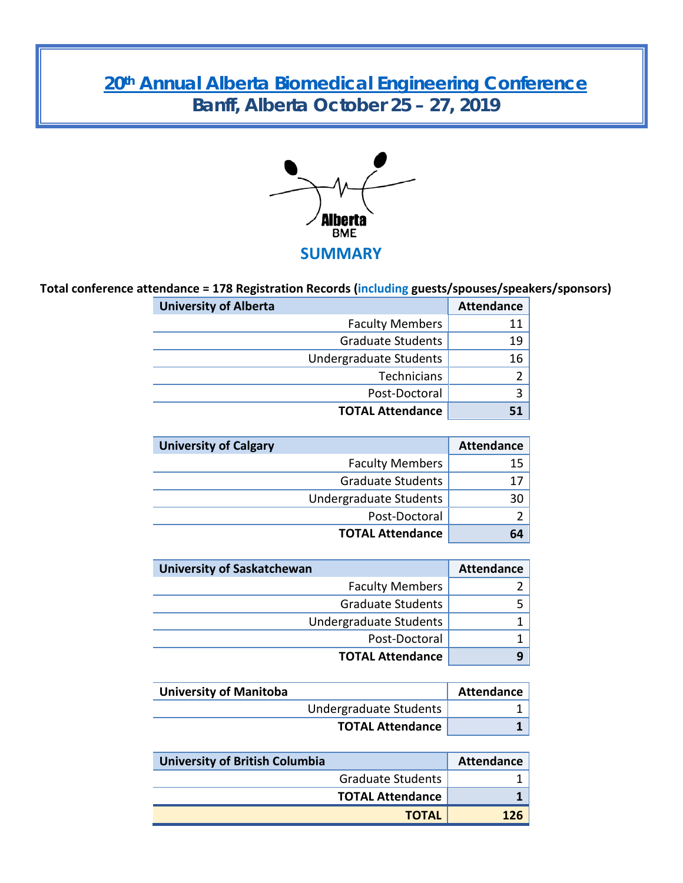# 20th Annual Alberta Biomedical Engineering Conference

## Banff, Alberta October 25 – 27, 2019

Alberta BME

## SUMMARY

**Total conference attendance = 178 Registration Records (including guests/spouses/speakers/sponsors)**

| University of Alberta | Attendance |
| ---: | ---: |
| Faculty Members | 11 |
| Graduate Students | 19 |
| Undergraduate Students | 16 |
| Technicians | 2 |
| Post-Doctoral | 3 |
| **TOTAL Attendance** | **51** |

| University of Calgary | Attendance |
| ---: | ---: |
| Faculty Members | 15 |
| Graduate Students | 17 |
| Undergraduate Students | 30 |
| Post-Doctoral | 2 |
| **TOTAL Attendance** | **64** |

| University of Saskatchewan | Attendance |
| ---: | ---: |
| Faculty Members | 2 |
| Graduate Students | 5 |
| Undergraduate Students | 1 |
| Post-Doctoral | 1 |
| **TOTAL Attendance** | **9** |

| University of Manitoba | Attendance |
| ---: | ---: |
| Undergraduate Students | 1 |
| **TOTAL Attendance** | **1** |

| University of British Columbia | Attendance |
| ---: | ---: |
| Graduate Students | 1 |
| **TOTAL Attendance** | **1** |
| **TOTAL** | **126** |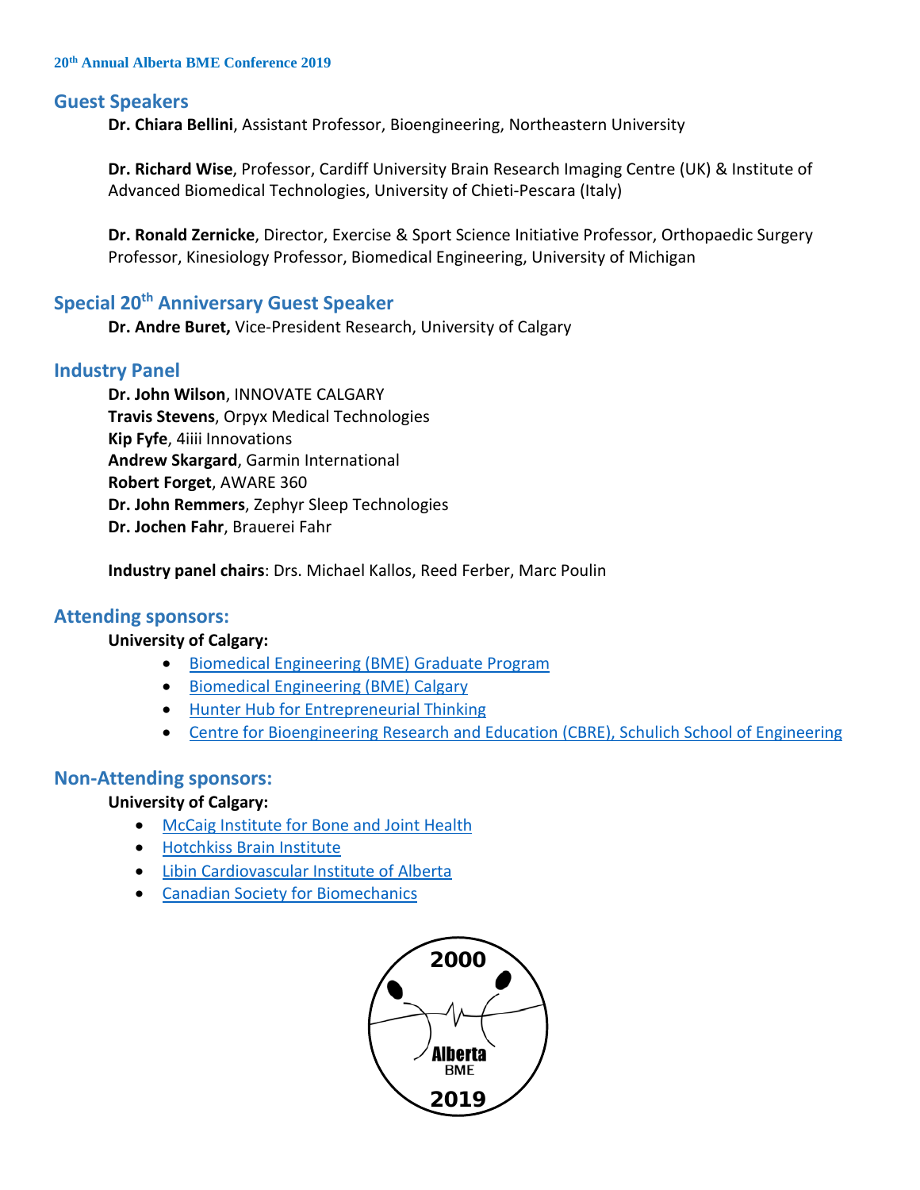## Guest Speakers

**Dr. Chiara Bellini**, Assistant Professor, Bioengineering, Northeastern University

**Dr. Richard Wise**, Professor, Cardiff University Brain Research Imaging Centre (UK) & Institute of Advanced Biomedical Technologies, University of Chieti-Pescara (Italy)

**Dr. Ronald Zernicke**, Director, Exercise & Sport Science Initiative Professor, Orthopaedic Surgery Professor, Kinesiology Professor, Biomedical Engineering, University of Michigan

## Special 20th Anniversary Guest Speaker

**Dr. Andre Buret,** Vice-President Research, University of Calgary

## Industry Panel

**Dr. John Wilson**, INNOVATE CALGARY
**Travis Stevens**, Orpyx Medical Technologies
**Kip Fyfe**, 4iiii Innovations
**Andrew Skargard**, Garmin International
**Robert Forget**, AWARE 360
**Dr. John Remmers**, Zephyr Sleep Technologies
**Dr. Jochen Fahr**, Brauerei Fahr

**Industry panel chairs**: Drs. Michael Kallos, Reed Ferber, Marc Poulin

## Attending sponsors:

**University of Calgary:**

- Biomedical Engineering (BME) Graduate Program
- Biomedical Engineering (BME) Calgary
- Hunter Hub for Entrepreneurial Thinking
- Centre for Bioengineering Research and Education (CBRE), Schulich School of Engineering

## Non-Attending sponsors:

**University of Calgary:**

- McCaig Institute for Bone and Joint Health
- Hotchkiss Brain Institute
- Libin Cardiovascular Institute of Alberta
- Canadian Society for Biomechanics

2000 Alberta BME 2019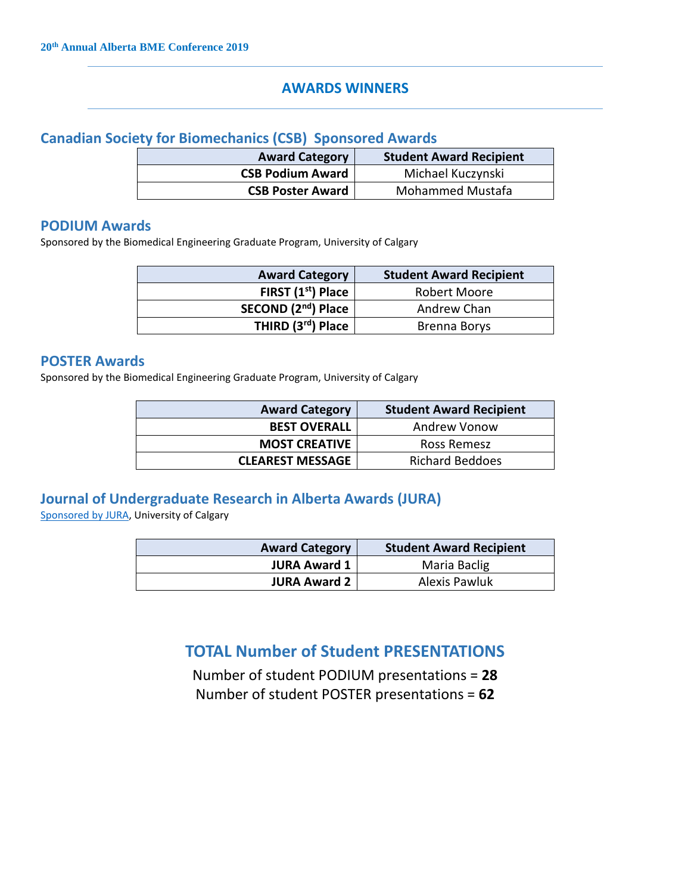# AWARDS WINNERS

## Canadian Society for Biomechanics (CSB) Sponsored Awards

| Award Category | Student Award Recipient |
|---|---|
| **CSB Podium Award** | Michael Kuczynski |
| **CSB Poster Award** | Mohammed Mustafa |

## PODIUM Awards

Sponsored by the Biomedical Engineering Graduate Program, University of Calgary

| Award Category | Student Award Recipient |
|---|---|
| **FIRST (1st) Place** | Robert Moore |
| **SECOND (2nd) Place** | Andrew Chan |
| **THIRD (3rd) Place** | Brenna Borys |

## POSTER Awards

Sponsored by the Biomedical Engineering Graduate Program, University of Calgary

| Award Category | Student Award Recipient |
|---|---|
| **BEST OVERALL** | Andrew Vonow |
| **MOST CREATIVE** | Ross Remesz |
| **CLEAREST MESSAGE** | Richard Beddoes |

## Journal of Undergraduate Research in Alberta Awards (JURA)

Sponsored by JURA, University of Calgary

| Award Category | Student Award Recipient |
|---|---|
| **JURA Award 1** | Maria Baclig |
| **JURA Award 2** | Alexis Pawluk |

## TOTAL Number of Student PRESENTATIONS

Number of student PODIUM presentations = **28**

Number of student POSTER presentations = **62**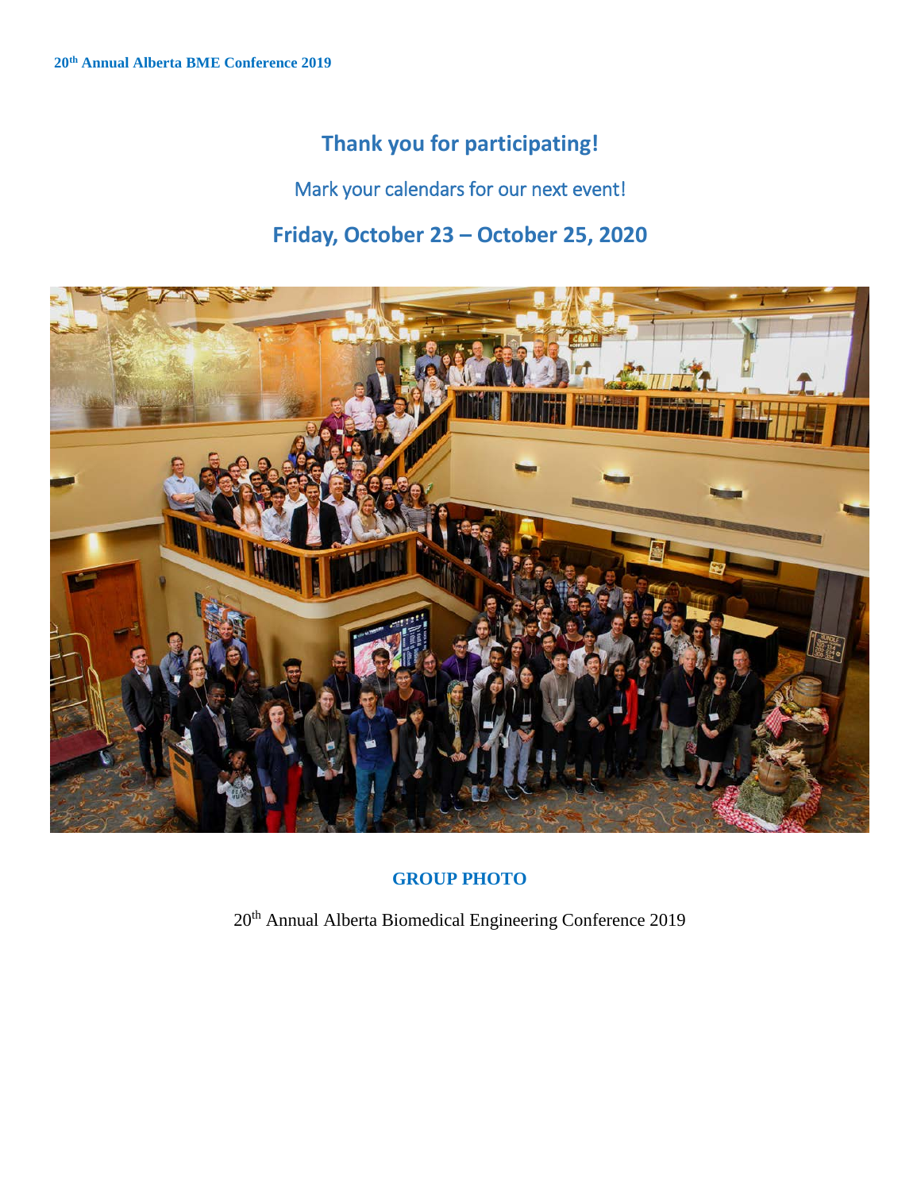## Thank you for participating!

Mark your calendars for our next event!

## Friday, October 23 – October 25, 2020

**GROUP PHOTO**

20th Annual Alberta Biomedical Engineering Conference 2019